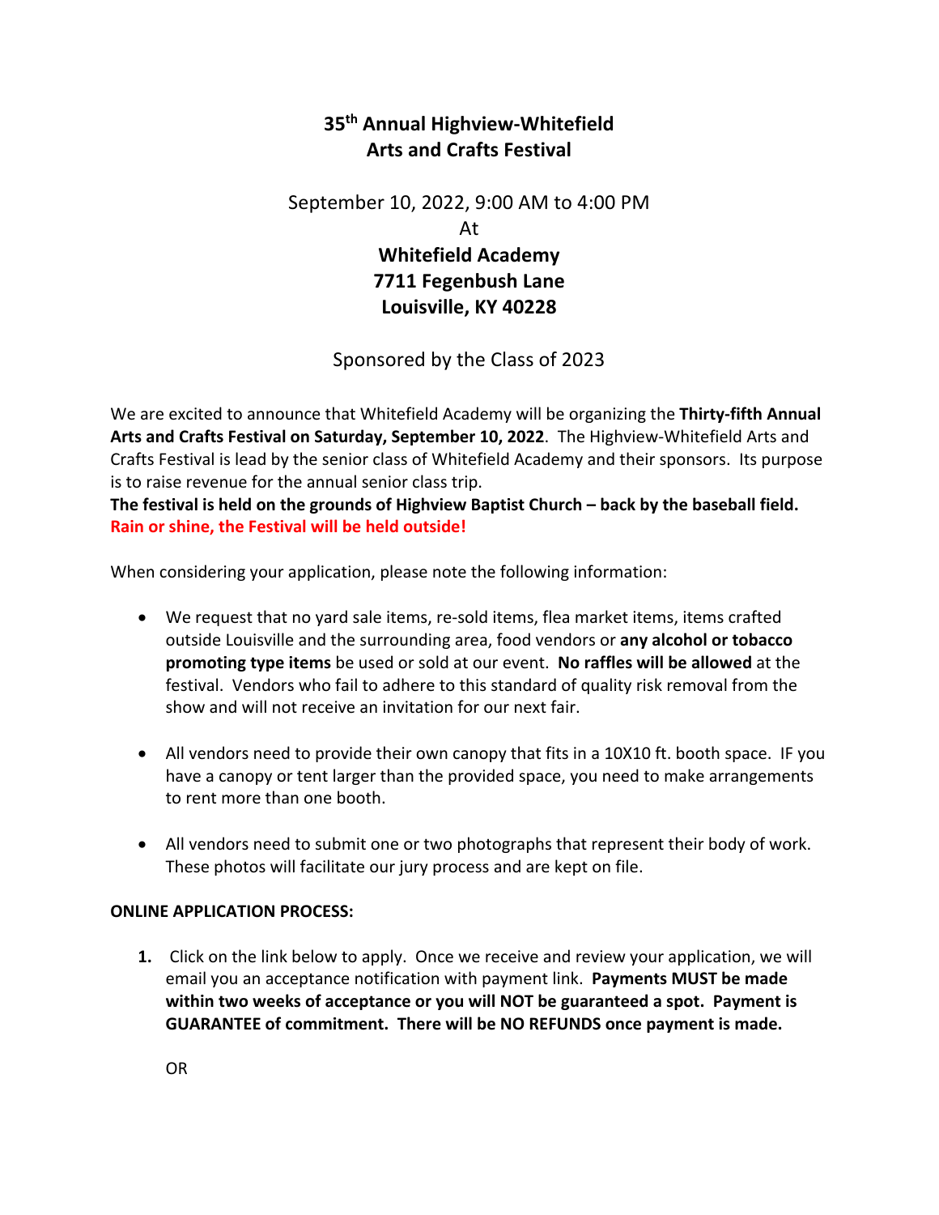# 35th Annual Highview-Whitefield Arts and Crafts Festival

September 10, 2022, 9:00 AM to 4:00 PM

At

**Whitefield Academy**
**7711 Fegenbush Lane**
**Louisville, KY 40228**

Sponsored by the Class of 2023

We are excited to announce that Whitefield Academy will be organizing the **Thirty-fifth Annual Arts and Crafts Festival on Saturday, September 10, 2022**. The Highview-Whitefield Arts and Crafts Festival is lead by the senior class of Whitefield Academy and their sponsors. Its purpose is to raise revenue for the annual senior class trip.

**The festival is held on the grounds of Highview Baptist Church – back by the baseball field.**
**Rain or shine, the Festival will be held outside!**

When considering your application, please note the following information:

- We request that no yard sale items, re-sold items, flea market items, items crafted outside Louisville and the surrounding area, food vendors or **any alcohol or tobacco promoting type items** be used or sold at our event. **No raffles will be allowed** at the festival. Vendors who fail to adhere to this standard of quality risk removal from the show and will not receive an invitation for our next fair.

- All vendors need to provide their own canopy that fits in a 10X10 ft. booth space. IF you have a canopy or tent larger than the provided space, you need to make arrangements to rent more than one booth.

- All vendors need to submit one or two photographs that represent their body of work. These photos will facilitate our jury process and are kept on file.

**ONLINE APPLICATION PROCESS:**

1. Click on the link below to apply. Once we receive and review your application, we will email you an acceptance notification with payment link. **Payments MUST be made within two weeks of acceptance or you will NOT be guaranteed a spot. Payment is GUARANTEE of commitment. There will be NO REFUNDS once payment is made.**

   OR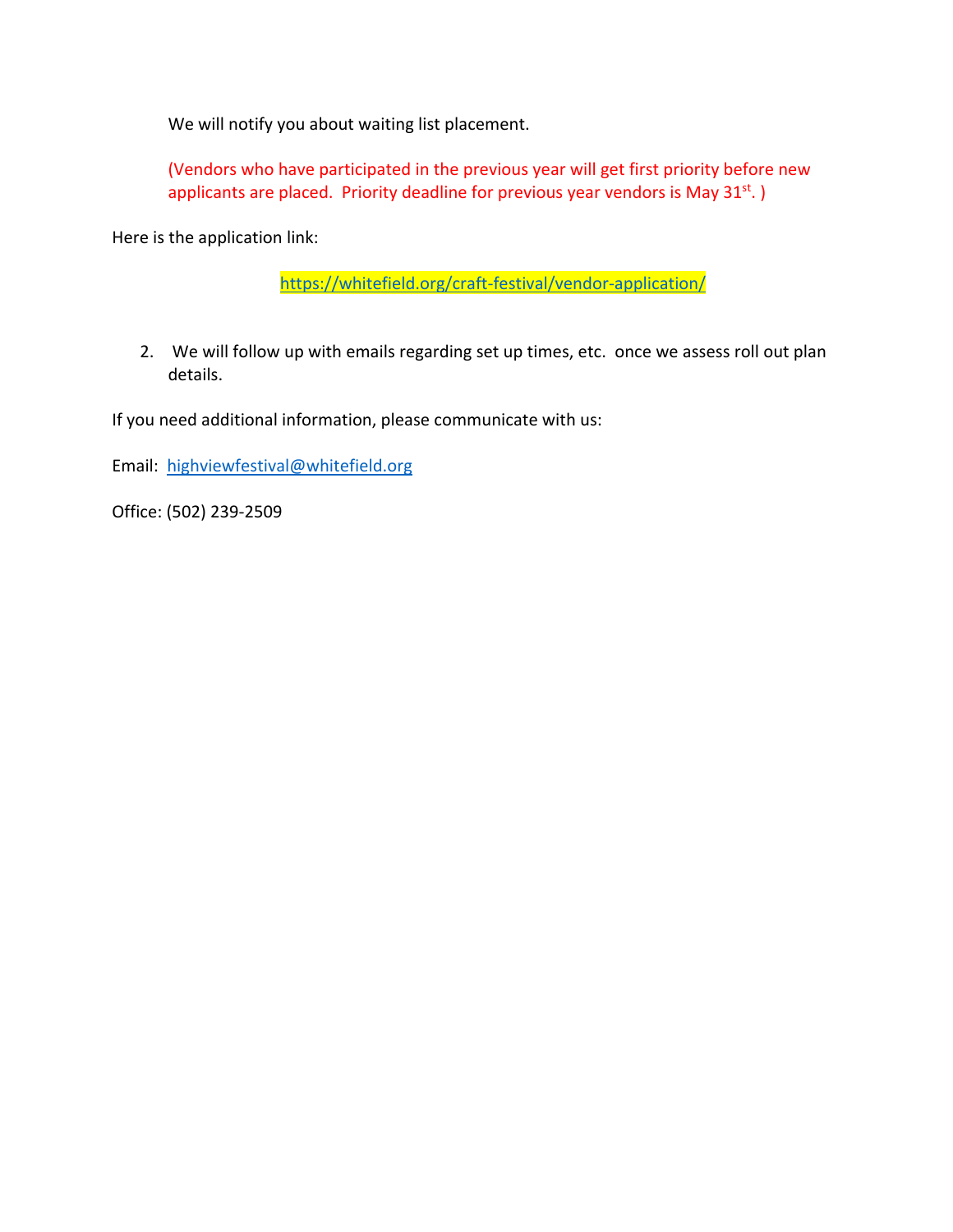We will notify you about waiting list placement.

(Vendors who have participated in the previous year will get first priority before new applicants are placed. Priority deadline for previous year vendors is May 31st. )

Here is the application link:

https://whitefield.org/craft-festival/vendor-application/

2. We will follow up with emails regarding set up times, etc. once we assess roll out plan details.

If you need additional information, please communicate with us:

Email: highviewfestival@whitefield.org

Office: (502) 239-2509